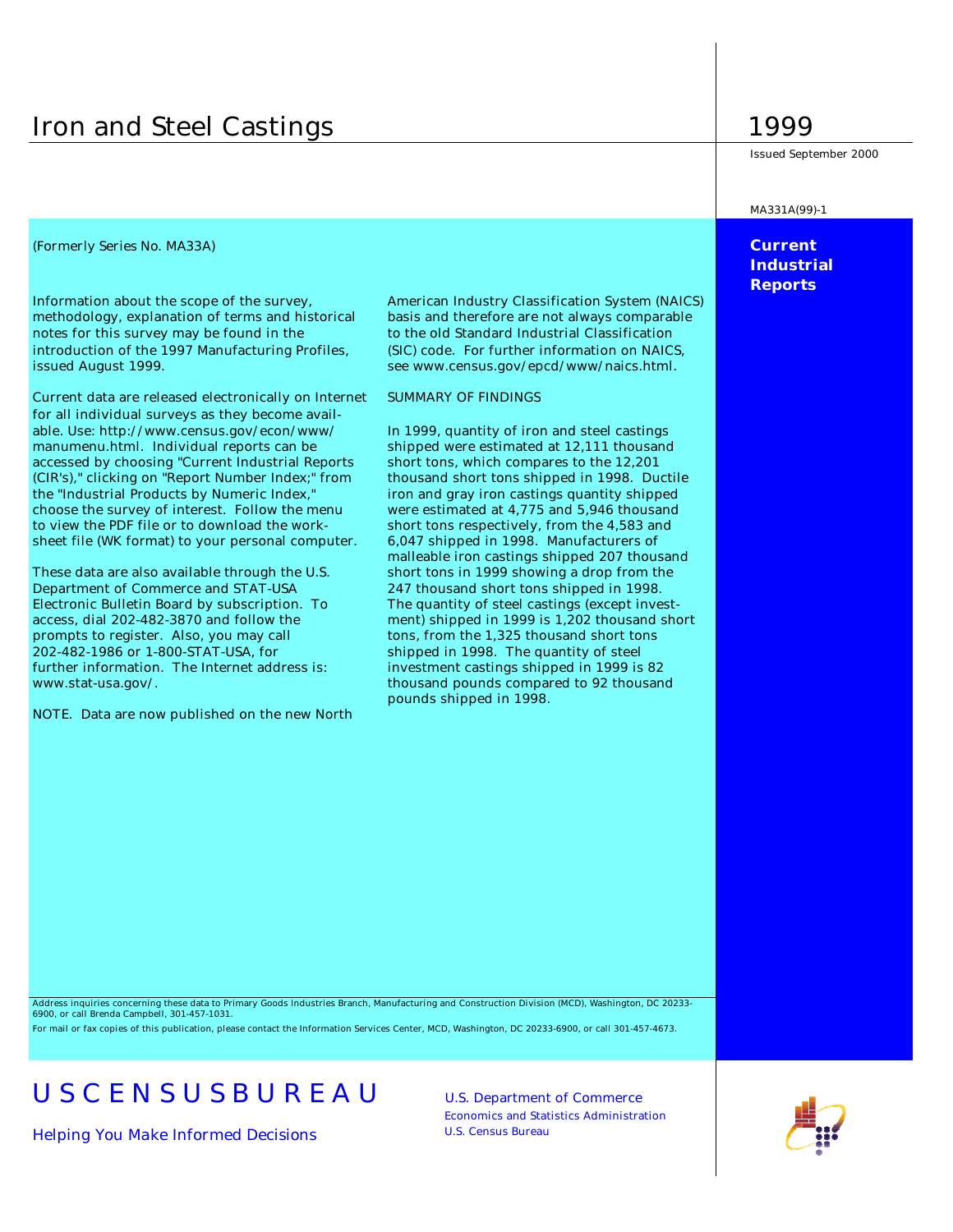# Iron and Steel Castings

# 1999

Issued September 2000

MA331A(99)-1

**Current Industrial Reports**

(Formerly Series No. MA33A)

Information about the scope of the survey, methodology, explanation of terms and historical notes for this survey may be found in the introduction of the 1997 Manufacturing Profiles, issued August 1999.

Current data are released electronically on Internet for all individual surveys as they become available. Use: http://www.census.gov/econ/www/manumenu.html. Individual reports can be accessed by choosing "Current Industrial Reports (CIR's)," clicking on "Report Number Index;" from the "Industrial Products by Numeric Index," choose the survey of interest. Follow the menu to view the PDF file or to download the worksheet file (WK format) to your personal computer.

These data are also available through the U.S. Department of Commerce and STAT-USA Electronic Bulletin Board by subscription. To access, dial 202-482-3870 and follow the prompts to register. Also, you may call 202-482-1986 or 1-800-STAT-USA, for further information. The Internet address is: www.stat-usa.gov/.

NOTE. Data are now published on the new North American Industry Classification System (NAICS) basis and therefore are not always comparable to the old Standard Industrial Classification (SIC) code. For further information on NAICS, see www.census.gov/epcd/www/naics.html.

SUMMARY OF FINDINGS

In 1999, quantity of iron and steel castings shipped were estimated at 12,111 thousand short tons, which compares to the 12,201 thousand short tons shipped in 1998. Ductile iron and gray iron castings quantity shipped were estimated at 4,775 and 5,946 thousand short tons respectively, from the 4,583 and 6,047 shipped in 1998. Manufacturers of malleable iron castings shipped 207 thousand short tons in 1999 showing a drop from the 247 thousand short tons shipped in 1998. The quantity of steel castings (except investment) shipped in 1999 is 1,202 thousand short tons, from the 1,325 thousand short tons shipped in 1998. The quantity of steel investment castings shipped in 1999 is 82 thousand pounds compared to 92 thousand pounds shipped in 1998.

Address inquiries concerning these data to Primary Goods Industries Branch, Manufacturing and Construction Division (MCD), Washington, DC 20233-6900, or call Brenda Campbell, 301-457-1031.

For mail or fax copies of this publication, please contact the Information Services Center, MCD, Washington, DC 20233-6900, or call 301-457-4673.

USCENSUSBUREAU

Helping You Make Informed Decisions

U.S. Department of Commerce
Economics and Statistics Administration
U.S. Census Bureau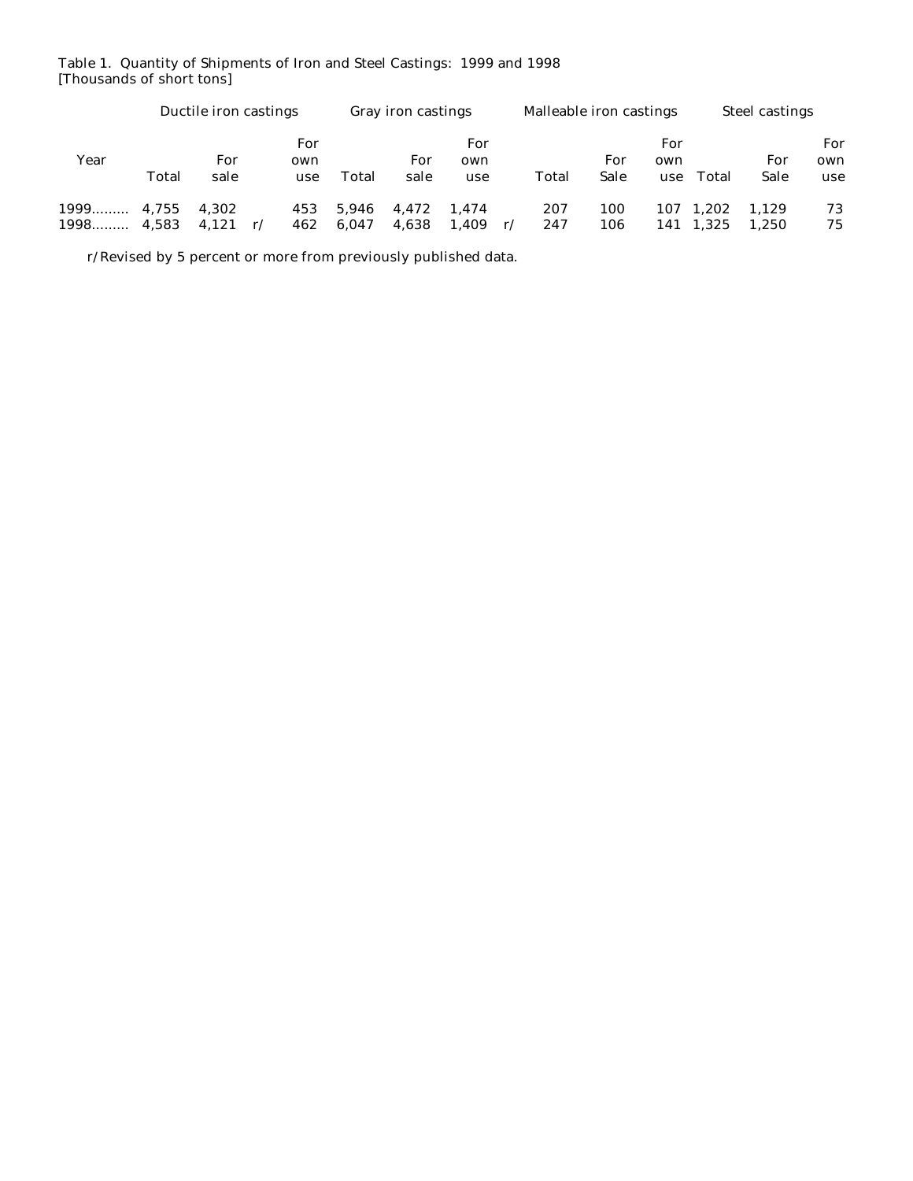Table 1. Quantity of Shipments of Iron and Steel Castings: 1999 and 1998
[Thousands of short tons]

| Year | Ductile iron castings | | | Gray iron castings | | | Malleable iron castings | | | Steel castings | | |
|---|---|---|---|---|---|---|---|---|---|---|---|---|
| | Total | For sale | For own use | Total | For sale | For own use | Total | For Sale | For own use | Total | For Sale | For own use |
| 1999......... | 4,755 | 4,302 | 453 | 5,946 | 4,472 | 1,474 | 207 | 100 | 107 | 1,202 | 1,129 | 73 |
| 1998......... | 4,583 | 4,121 r/ | 462 | 6,047 | 4,638 | 1,409 r/ | 247 | 106 | 141 | 1,325 | 1,250 | 75 |

r/Revised by 5 percent or more from previously published data.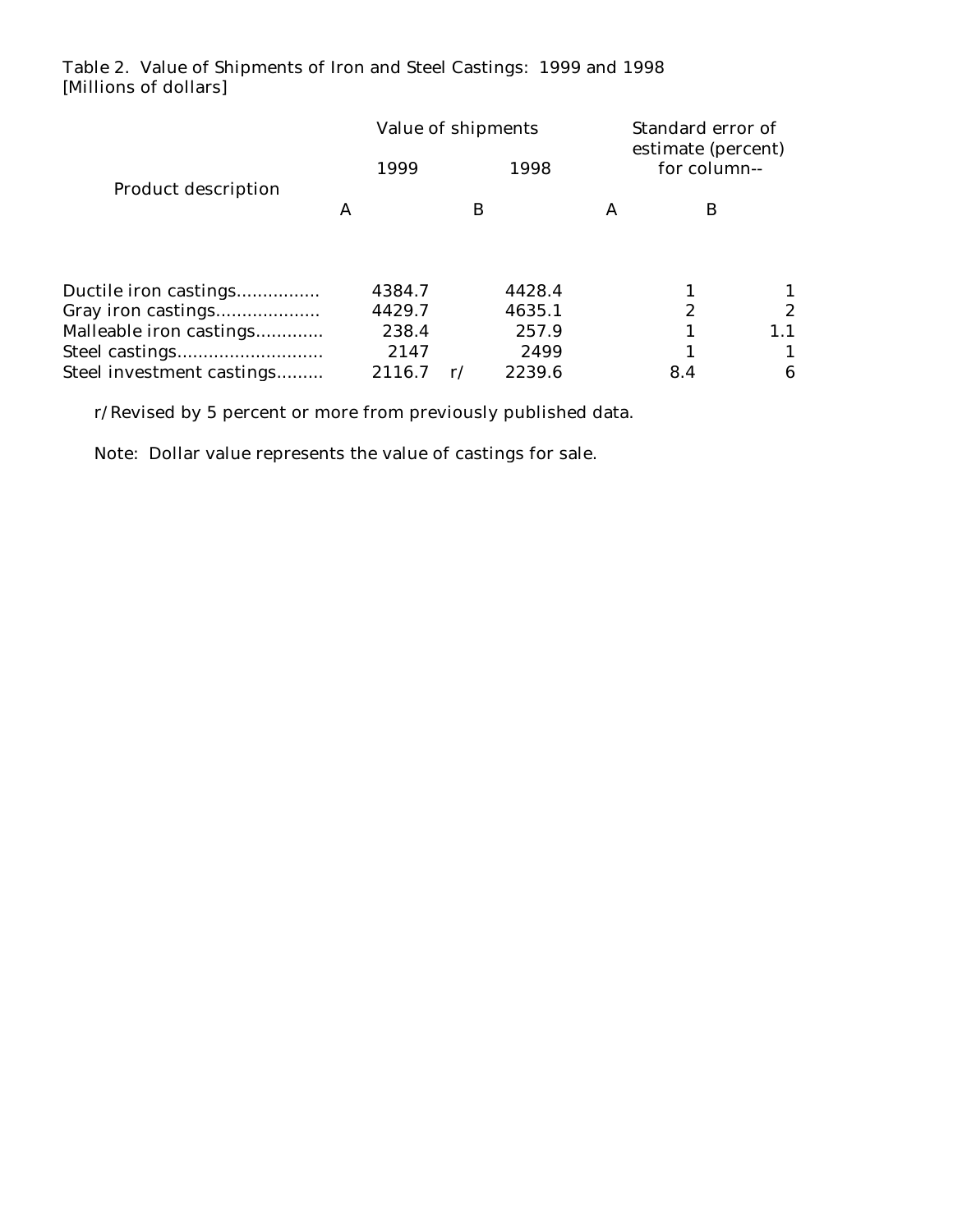Table 2. Value of Shipments of Iron and Steel Castings: 1999 and 1998
[Millions of dollars]

| Product description | Value of shipments | | Standard error of estimate (percent) for column-- | |
|---|---|---|---|---|
| | 1999 | 1998 | | |
| | A | B | A | B |
| Ductile iron castings............... | 4384.7 | 4428.4 | 1 | 1 |
| Gray iron castings................... | 4429.7 | 4635.1 | 2 | 2 |
| Malleable iron castings............ | 238.4 | 257.9 | 1 | 1.1 |
| Steel castings........................... | 2147 | 2499 | 1 | 1 |
| Steel investment castings......... | 2116.7 r/ | 2239.6 | 8.4 | 6 |

r/Revised by 5 percent or more from previously published data.

Note: Dollar value represents the value of castings for sale.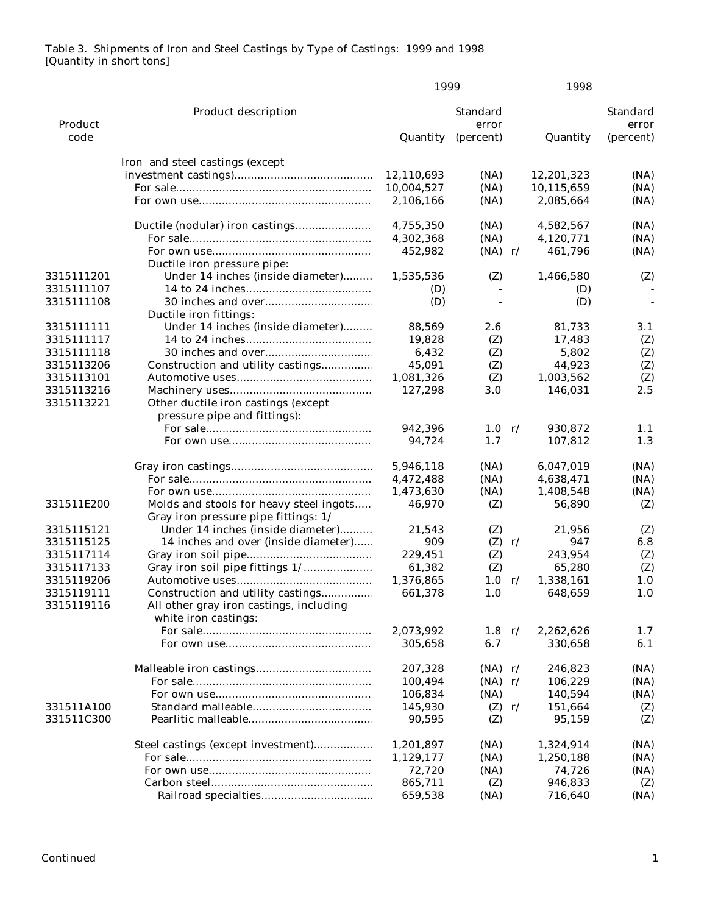Table 3. Shipments of Iron and Steel Castings by Type of Castings: 1999 and 1998
[Quantity in short tons]

| Product code | Product description | 1999 Quantity | 1999 Standard error (percent) | | 1998 Quantity | 1998 Standard error (percent) |
|---|---|---|---|---|---|---|
| | Iron and steel castings (except investment castings) | 12,110,693 | (NA) | | 12,201,323 | (NA) |
| | For sale | 10,004,527 | (NA) | | 10,115,659 | (NA) |
| | For own use | 2,106,166 | (NA) | | 2,085,664 | (NA) |
| | Ductile (nodular) iron castings | 4,755,350 | (NA) | | 4,582,567 | (NA) |
| | For sale | 4,302,368 | (NA) | | 4,120,771 | (NA) |
| | For own use | 452,982 | (NA) | r/ | 461,796 | (NA) |
| | Ductile iron pressure pipe: | | | | | |
| 3315111201 | Under 14 inches (inside diameter) | 1,535,536 | (Z) | | 1,466,580 | (Z) |
| 3315111107 | 14 to 24 inches | (D) | - | | (D) | - |
| 3315111108 | 30 inches and over | (D) | - | | (D) | - |
| | Ductile iron fittings: | | | | | |
| 3315111111 | Under 14 inches (inside diameter) | 88,569 | 2.6 | | 81,733 | 3.1 |
| 3315111117 | 14 to 24 inches | 19,828 | (Z) | | 17,483 | (Z) |
| 3315111118 | 30 inches and over | 6,432 | (Z) | | 5,802 | (Z) |
| 3315113206 | Construction and utility castings | 45,091 | (Z) | | 44,923 | (Z) |
| 3315113101 | Automotive uses | 1,081,326 | (Z) | | 1,003,562 | (Z) |
| 3315113216 | Machinery uses | 127,298 | 3.0 | | 146,031 | 2.5 |
| 3315113221 | Other ductile iron castings (except pressure pipe and fittings): | | | | | |
| | For sale | 942,396 | 1.0 | r/ | 930,872 | 1.1 |
| | For own use | 94,724 | 1.7 | | 107,812 | 1.3 |
| | Gray iron castings | 5,946,118 | (NA) | | 6,047,019 | (NA) |
| | For sale | 4,472,488 | (NA) | | 4,638,471 | (NA) |
| | For own use | 1,473,630 | (NA) | | 1,408,548 | (NA) |
| 331511E200 | Molds and stools for heavy steel ingots | 46,970 | (Z) | | 56,890 | (Z) |
| | Gray iron pressure pipe fittings: 1/ | | | | | |
| 3315115121 | Under 14 inches (inside diameter) | 21,543 | (Z) | | 21,956 | (Z) |
| 3315115125 | 14 inches and over (inside diameter) | 909 | (Z) | r/ | 947 | 6.8 |
| 3315117114 | Gray iron soil pipe | 229,451 | (Z) | | 243,954 | (Z) |
| 3315117133 | Gray iron soil pipe fittings 1/ | 61,382 | (Z) | | 65,280 | (Z) |
| 3315119206 | Automotive uses | 1,376,865 | 1.0 | r/ | 1,338,161 | 1.0 |
| 3315119111 | Construction and utility castings | 661,378 | 1.0 | | 648,659 | 1.0 |
| 3315119116 | All other gray iron castings, including white iron castings: | | | | | |
| | For sale | 2,073,992 | 1.8 | r/ | 2,262,626 | 1.7 |
| | For own use | 305,658 | 6.7 | | 330,658 | 6.1 |
| | Malleable iron castings | 207,328 | (NA) | r/ | 246,823 | (NA) |
| | For sale | 100,494 | (NA) | r/ | 106,229 | (NA) |
| | For own use | 106,834 | (NA) | | 140,594 | (NA) |
| 331511A100 | Standard malleable | 145,930 | (Z) | r/ | 151,664 | (Z) |
| 331511C300 | Pearlitic malleable | 90,595 | (Z) | | 95,159 | (Z) |
| | Steel castings (except investment) | 1,201,897 | (NA) | | 1,324,914 | (NA) |
| | For sale | 1,129,177 | (NA) | | 1,250,188 | (NA) |
| | For own use | 72,720 | (NA) | | 74,726 | (NA) |
| | Carbon steel | 865,711 | (Z) | | 946,833 | (Z) |
| | Railroad specialties | 659,538 | (NA) | | 716,640 | (NA) |

Continued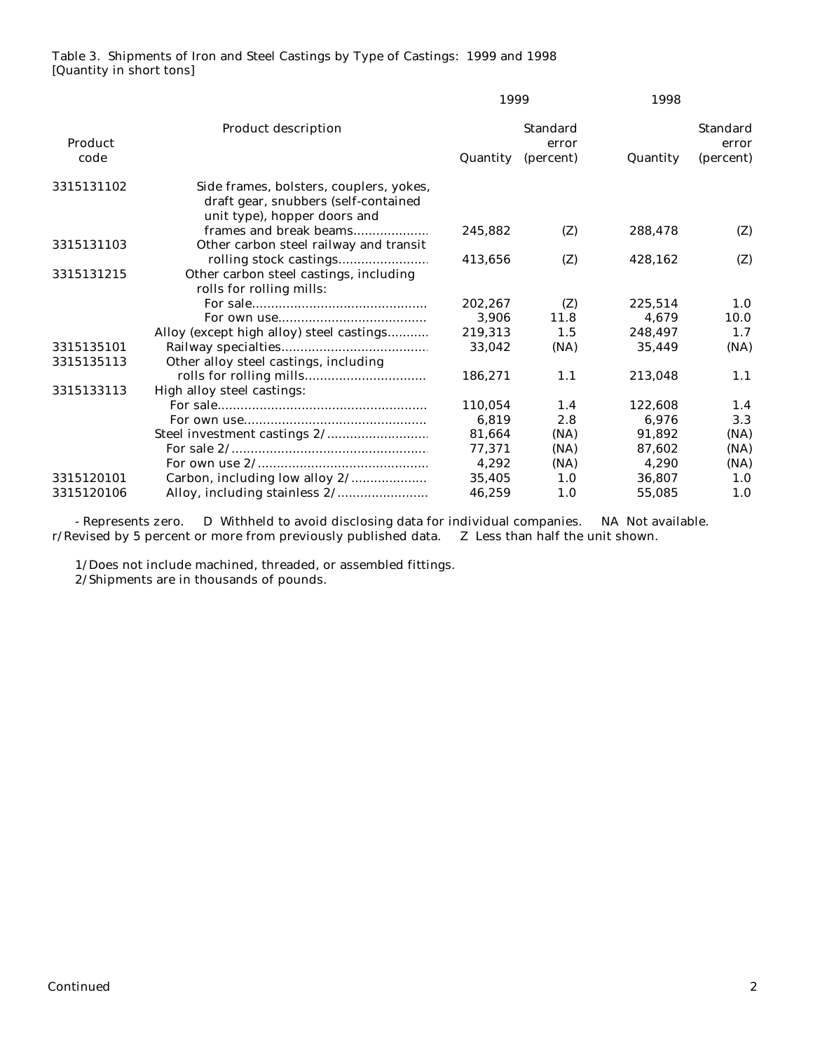Table 3. Shipments of Iron and Steel Castings by Type of Castings: 1999 and 1998
[Quantity in short tons]

| Product code | Product description | 1999 Quantity | 1999 Standard error (percent) | 1998 Quantity | 1998 Standard error (percent) |
|---|---|---|---|---|---|
| 3315131102 | Side frames, bolsters, couplers, yokes, draft gear, snubbers (self-contained unit type), hopper doors and frames and break beams | 245,882 | (Z) | 288,478 | (Z) |
| 3315131103 | Other carbon steel railway and transit rolling stock castings | 413,656 | (Z) | 428,162 | (Z) |
| 3315131215 | Other carbon steel castings, including rolls for rolling mills: | | | | |
| | For sale | 202,267 | (Z) | 225,514 | 1.0 |
| | For own use | 3,906 | 11.8 | 4,679 | 10.0 |
| | Alloy (except high alloy) steel castings | 219,313 | 1.5 | 248,497 | 1.7 |
| 3315135101 | Railway specialties | 33,042 | (NA) | 35,449 | (NA) |
| 3315135113 | Other alloy steel castings, including rolls for rolling mills | 186,271 | 1.1 | 213,048 | 1.1 |
| 3315133113 | High alloy steel castings: | | | | |
| | For sale | 110,054 | 1.4 | 122,608 | 1.4 |
| | For own use | 6,819 | 2.8 | 6,976 | 3.3 |
| | Steel investment castings 2/ | 81,664 | (NA) | 91,892 | (NA) |
| | For sale 2/ | 77,371 | (NA) | 87,602 | (NA) |
| | For own use 2/ | 4,292 | (NA) | 4,290 | (NA) |
| 3315120101 | Carbon, including low alloy 2/ | 35,405 | 1.0 | 36,807 | 1.0 |
| 3315120106 | Alloy, including stainless 2/ | 46,259 | 1.0 | 55,085 | 1.0 |

- Represents zero. D Withheld to avoid disclosing data for individual companies. NA Not available. r/Revised by 5 percent or more from previously published data. Z Less than half the unit shown.

1/Does not include machined, threaded, or assembled fittings.
2/Shipments are in thousands of pounds.

Continued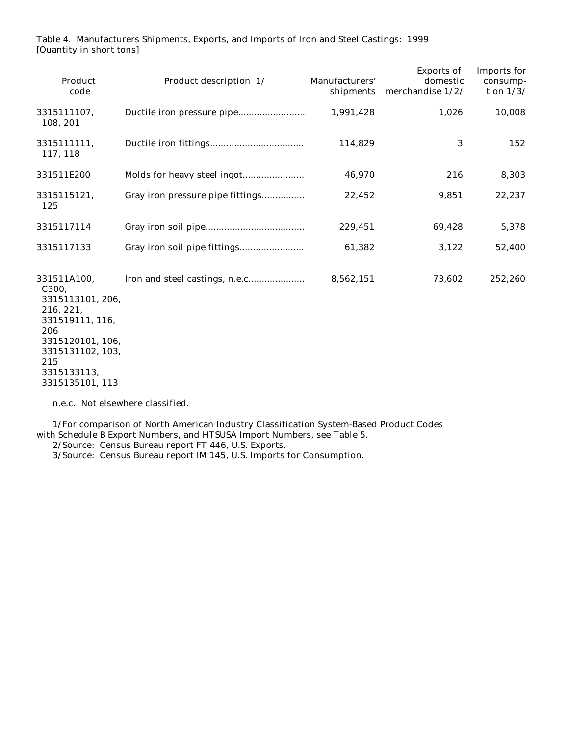Table 4. Manufacturers Shipments, Exports, and Imports of Iron and Steel Castings: 1999
[Quantity in short tons]

| Product code | Product description 1/ | Manufacturers' shipments | Exports of domestic merchandise 1/2/ | Imports for consumption 1/3/ |
|---|---|---|---|---|
| 3315111107, 108, 201 | Ductile iron pressure pipe | 1,991,428 | 1,026 | 10,008 |
| 3315111111, 117, 118 | Ductile iron fittings | 114,829 | 3 | 152 |
| 331511E200 | Molds for heavy steel ingot | 46,970 | 216 | 8,303 |
| 3315115121, 125 | Gray iron pressure pipe fittings | 22,452 | 9,851 | 22,237 |
| 3315117114 | Gray iron soil pipe | 229,451 | 69,428 | 5,378 |
| 3315117133 | Gray iron soil pipe fittings | 61,382 | 3,122 | 52,400 |
| 331511A100, C300, 3315113101, 206, 216, 221, 331519111, 116, 206 3315120101, 106, 3315131102, 103, 215 3315133113, 3315135101, 113 | Iron and steel castings, n.e.c. | 8,562,151 | 73,602 | 252,260 |

n.e.c. Not elsewhere classified.

1/For comparison of North American Industry Classification System-Based Product Codes with Schedule B Export Numbers, and HTSUSA Import Numbers, see Table 5.
2/Source: Census Bureau report FT 446, U.S. Exports.
3/Source: Census Bureau report IM 145, U.S. Imports for Consumption.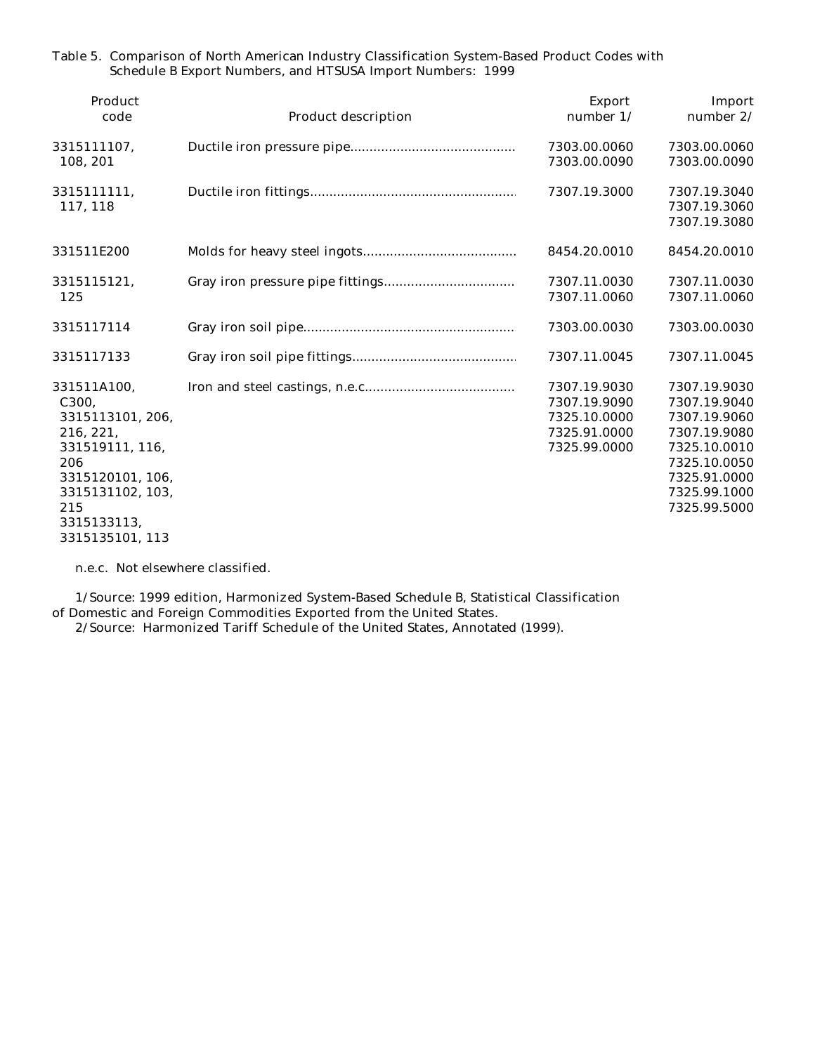Table 5. Comparison of North American Industry Classification System-Based Product Codes with Schedule B Export Numbers, and HTSUSA Import Numbers: 1999

| Product code | Product description | Export number 1/ | Import number 2/ |
| --- | --- | --- | --- |
| 3315111107, 108, 201 | Ductile iron pressure pipe | 7303.00.0060<br>7303.00.0090 | 7303.00.0060<br>7303.00.0090 |
| 3315111111, 117, 118 | Ductile iron fittings | 7307.19.3000 | 7307.19.3040<br>7307.19.3060<br>7307.19.3080 |
| 331511E200 | Molds for heavy steel ingots | 8454.20.0010 | 8454.20.0010 |
| 3315115121, 125 | Gray iron pressure pipe fittings | 7307.11.0030<br>7307.11.0060 | 7307.11.0030<br>7307.11.0060 |
| 3315117114 | Gray iron soil pipe | 7303.00.0030 | 7303.00.0030 |
| 3315117133 | Gray iron soil pipe fittings | 7307.11.0045 | 7307.11.0045 |
| 331511A100, C300, 3315113101, 206, 216, 221, 331519111, 116, 206 3315120101, 106, 3315131102, 103, 215 3315133113, 3315135101, 113 | Iron and steel castings, n.e.c | 7307.19.9030<br>7307.19.9090<br>7325.10.0000<br>7325.91.0000<br>7325.99.0000 | 7307.19.9030<br>7307.19.9040<br>7307.19.9060<br>7307.19.9080<br>7325.10.0010<br>7325.10.0050<br>7325.91.0000<br>7325.99.1000<br>7325.99.5000 |

n.e.c. Not elsewhere classified.

1/Source: 1999 edition, Harmonized System-Based Schedule B, Statistical Classification of Domestic and Foreign Commodities Exported from the United States.

2/Source: Harmonized Tariff Schedule of the United States, Annotated (1999).